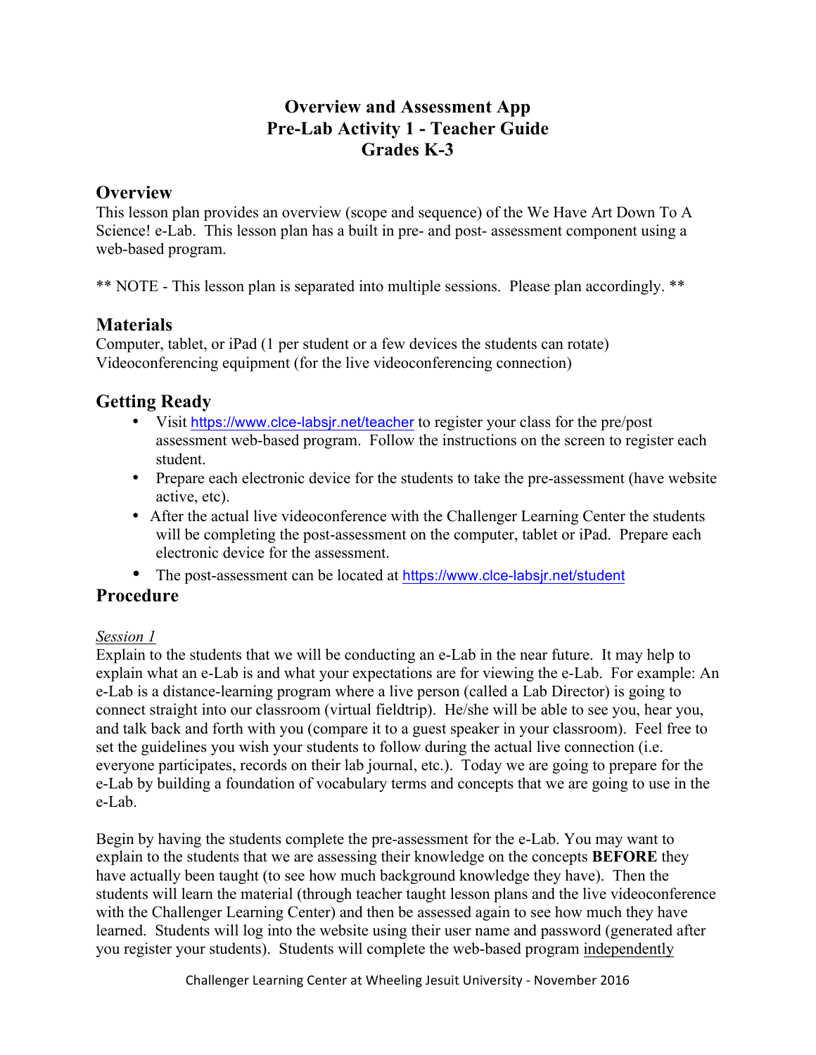# Overview and Assessment App
# Pre-Lab Activity 1 - Teacher Guide
# Grades K-3

## Overview

This lesson plan provides an overview (scope and sequence) of the We Have Art Down To A Science! e-Lab. This lesson plan has a built in pre- and post- assessment component using a web-based program.

** NOTE - This lesson plan is separated into multiple sessions. Please plan accordingly. **

## Materials

Computer, tablet, or iPad (1 per student or a few devices the students can rotate)
Videoconferencing equipment (for the live videoconferencing connection)

## Getting Ready

- Visit https://www.clce-labsjr.net/teacher to register your class for the pre/post assessment web-based program. Follow the instructions on the screen to register each student.
- Prepare each electronic device for the students to take the pre-assessment (have website active, etc).
- After the actual live videoconference with the Challenger Learning Center the students will be completing the post-assessment on the computer, tablet or iPad. Prepare each electronic device for the assessment.
- The post-assessment can be located at https://www.clce-labsjr.net/student

## Procedure

*Session 1*

Explain to the students that we will be conducting an e-Lab in the near future. It may help to explain what an e-Lab is and what your expectations are for viewing the e-Lab. For example: An e-Lab is a distance-learning program where a live person (called a Lab Director) is going to connect straight into our classroom (virtual fieldtrip). He/she will be able to see you, hear you, and talk back and forth with you (compare it to a guest speaker in your classroom). Feel free to set the guidelines you wish your students to follow during the actual live connection (i.e. everyone participates, records on their lab journal, etc.). Today we are going to prepare for the e-Lab by building a foundation of vocabulary terms and concepts that we are going to use in the e-Lab.

Begin by having the students complete the pre-assessment for the e-Lab. You may want to explain to the students that we are assessing their knowledge on the concepts **BEFORE** they have actually been taught (to see how much background knowledge they have). Then the students will learn the material (through teacher taught lesson plans and the live videoconference with the Challenger Learning Center) and then be assessed again to see how much they have learned. Students will log into the website using their user name and password (generated after you register your students). Students will complete the web-based program <u>independently</u>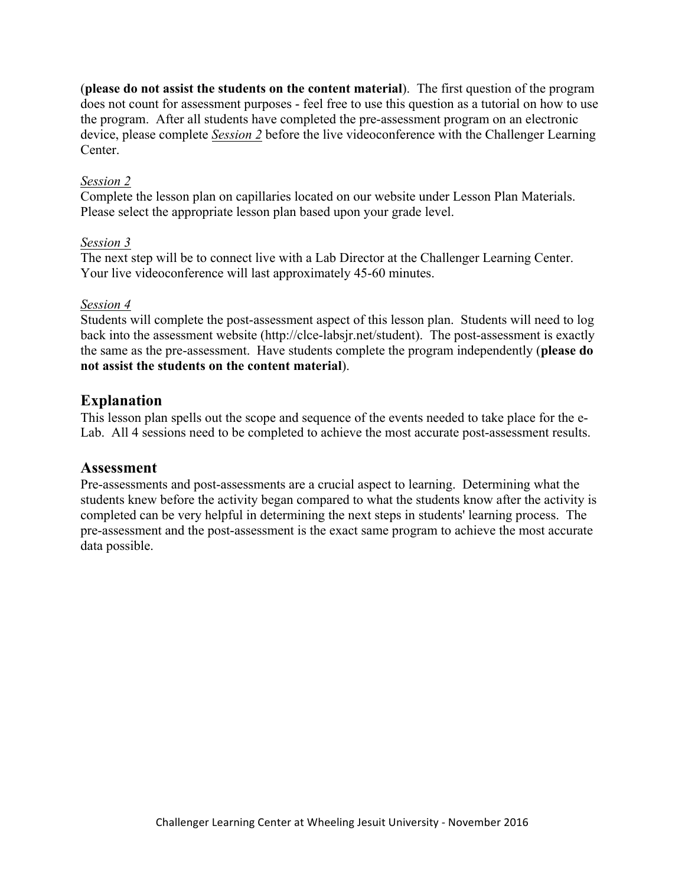(**please do not assist the students on the content material**). The first question of the program does not count for assessment purposes - feel free to use this question as a tutorial on how to use the program. After all students have completed the pre-assessment program on an electronic device, please complete ***Session 2*** before the live videoconference with the Challenger Learning Center.

*Session 2*

Complete the lesson plan on capillaries located on our website under Lesson Plan Materials. Please select the appropriate lesson plan based upon your grade level.

*Session 3*

The next step will be to connect live with a Lab Director at the Challenger Learning Center. Your live videoconference will last approximately 45-60 minutes.

*Session 4*

Students will complete the post-assessment aspect of this lesson plan. Students will need to log back into the assessment website (http://clce-labsjr.net/student). The post-assessment is exactly the same as the pre-assessment. Have students complete the program independently (**please do not assist the students on the content material**).

## Explanation

This lesson plan spells out the scope and sequence of the events needed to take place for the e-Lab. All 4 sessions need to be completed to achieve the most accurate post-assessment results.

## Assessment

Pre-assessments and post-assessments are a crucial aspect to learning. Determining what the students knew before the activity began compared to what the students know after the activity is completed can be very helpful in determining the next steps in students' learning process. The pre-assessment and the post-assessment is the exact same program to achieve the most accurate data possible.